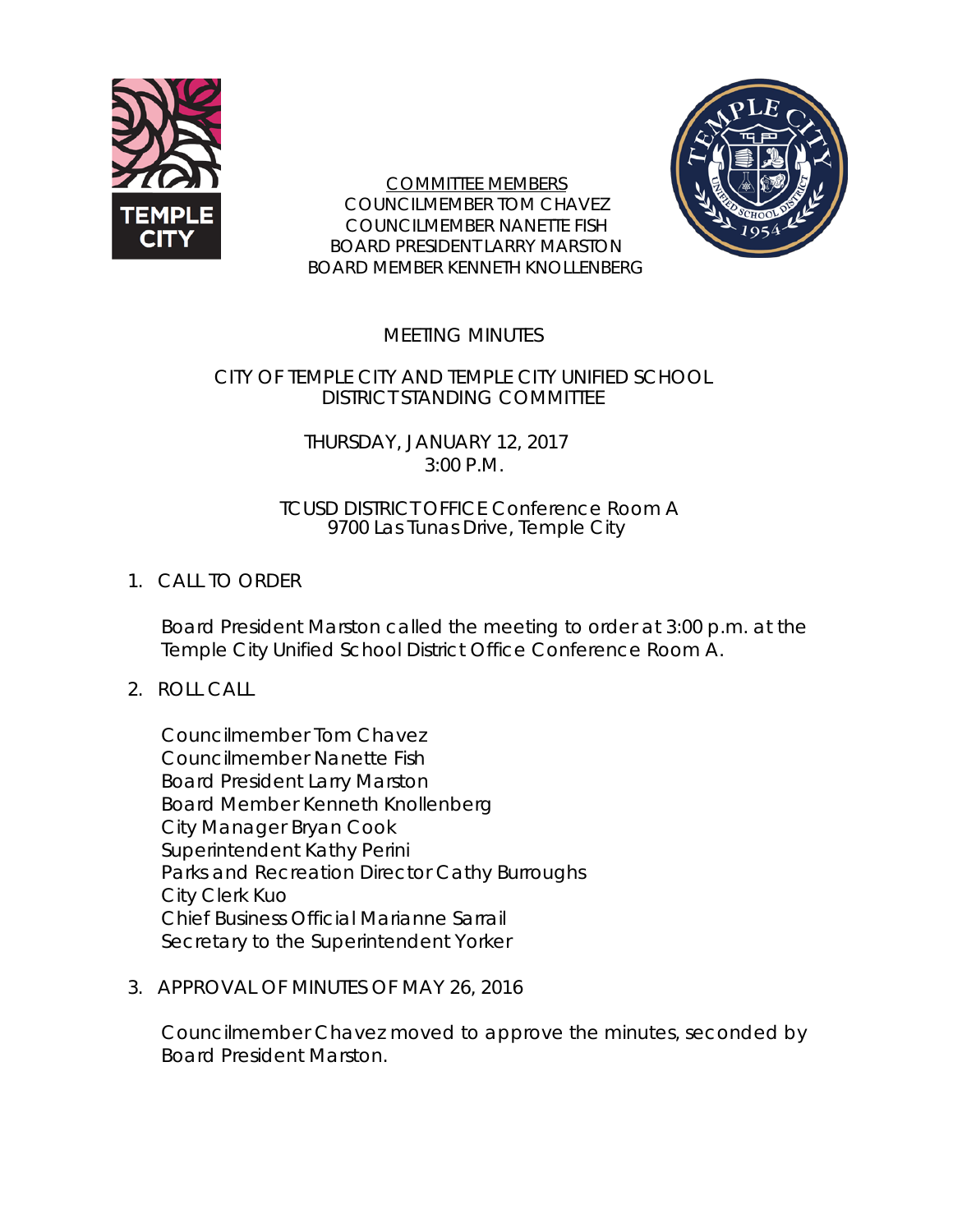COMMITTEE MEMBERS
COUNCILMEMBER TOM CHAVEZ
COUNCILMEMBER NANETTE FISH
BOARD PRESIDENT LARRY MARSTON
BOARD MEMBER KENNETH KNOLLENBERG

# MEETING MINUTES

## CITY OF TEMPLE CITY AND TEMPLE CITY UNIFIED SCHOOL DISTRICT STANDING COMMITTEE

THURSDAY, JANUARY 12, 2017
3:00 P.M.

TCUSD DISTRICT OFFICE Conference Room A
9700 Las Tunas Drive, Temple City

1. CALL TO ORDER

   Board President Marston called the meeting to order at 3:00 p.m. at the Temple City Unified School District Office Conference Room A.

2. ROLL CALL

   Councilmember Tom Chavez
   Councilmember Nanette Fish
   Board President Larry Marston
   Board Member Kenneth Knollenberg
   City Manager Bryan Cook
   Superintendent Kathy Perini
   Parks and Recreation Director Cathy Burroughs
   City Clerk Kuo
   Chief Business Official Marianne Sarrail
   Secretary to the Superintendent Yorker

3. APPROVAL OF MINUTES OF MAY 26, 2016

   Councilmember Chavez moved to approve the minutes, seconded by Board President Marston.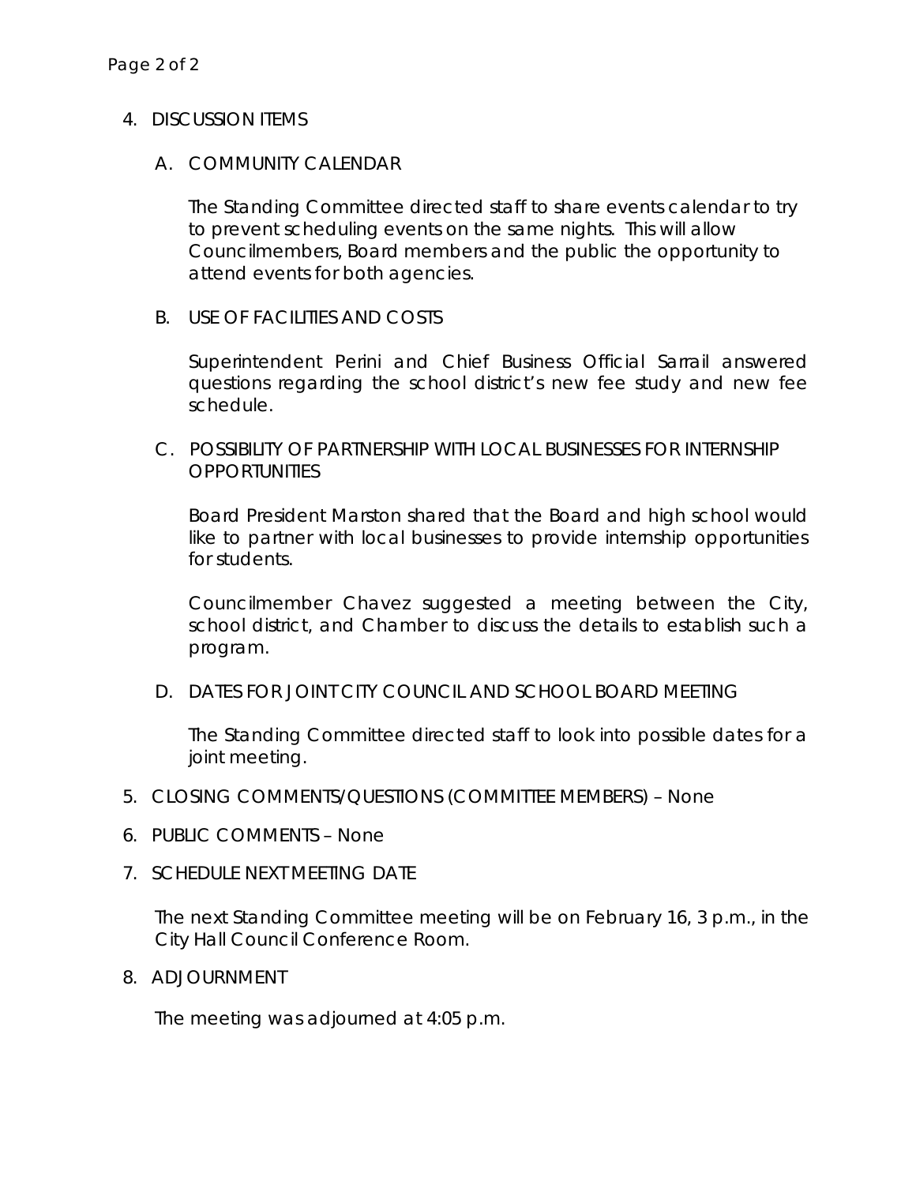4. DISCUSSION ITEMS

   A. COMMUNITY CALENDAR

      The Standing Committee directed staff to share events calendar to try to prevent scheduling events on the same nights. This will allow Councilmembers, Board members and the public the opportunity to attend events for both agencies.

   B. USE OF FACILITIES AND COSTS

      Superintendent Perini and Chief Business Official Sarrail answered questions regarding the school district's new fee study and new fee schedule.

   C. POSSIBILITY OF PARTNERSHIP WITH LOCAL BUSINESSES FOR INTERNSHIP OPPORTUNITIES

      Board President Marston shared that the Board and high school would like to partner with local businesses to provide internship opportunities for students.

      Councilmember Chavez suggested a meeting between the City, school district, and Chamber to discuss the details to establish such a program.

   D. DATES FOR JOINT CITY COUNCIL AND SCHOOL BOARD MEETING

      The Standing Committee directed staff to look into possible dates for a joint meeting.

5. CLOSING COMMENTS/QUESTIONS (COMMITTEE MEMBERS) – None

6. PUBLIC COMMENTS – None

7. SCHEDULE NEXT MEETING DATE

   The next Standing Committee meeting will be on February 16, 3 p.m., in the City Hall Council Conference Room.

8. ADJOURNMENT

   The meeting was adjourned at 4:05 p.m.